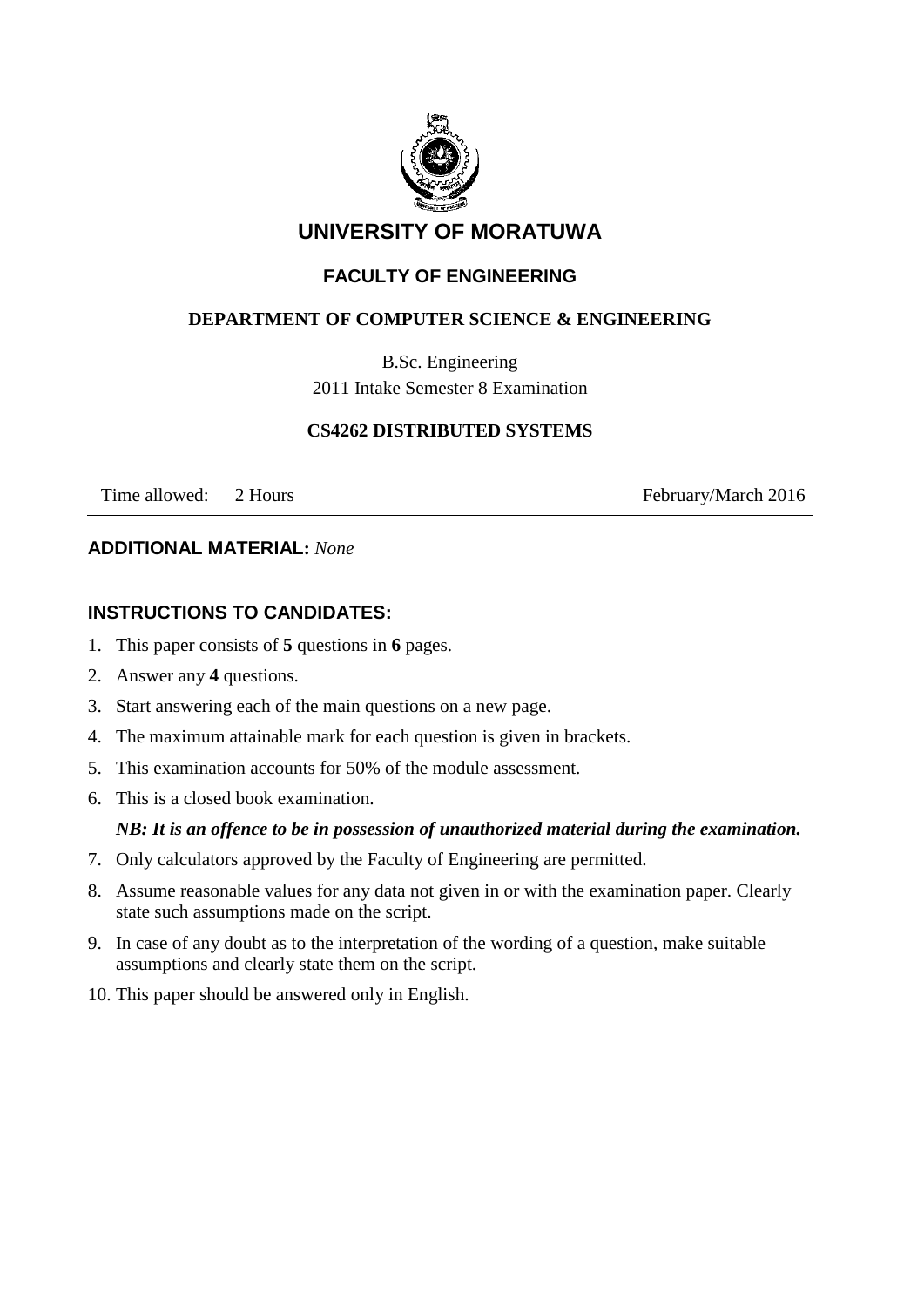# UNIVERSITY OF MORATUWA

## FACULTY OF ENGINEERING

### DEPARTMENT OF COMPUTER SCIENCE & ENGINEERING

B.Sc. Engineering

2011 Intake Semester 8 Examination

**CS4262 DISTRIBUTED SYSTEMS**

Time allowed: 2 Hours | February/March 2016

---

**ADDITIONAL MATERIAL:** *None*

**INSTRUCTIONS TO CANDIDATES:**

1. This paper consists of **5** questions in **6** pages.
2. Answer any **4** questions.
3. Start answering each of the main questions on a new page.
4. The maximum attainable mark for each question is given in brackets.
5. This examination accounts for 50% of the module assessment.
6. This is a closed book examination.

   ***NB: It is an offence to be in possession of unauthorized material during the examination.***
7. Only calculators approved by the Faculty of Engineering are permitted.
8. Assume reasonable values for any data not given in or with the examination paper. Clearly state such assumptions made on the script.
9. In case of any doubt as to the interpretation of the wording of a question, make suitable assumptions and clearly state them on the script.
10. This paper should be answered only in English.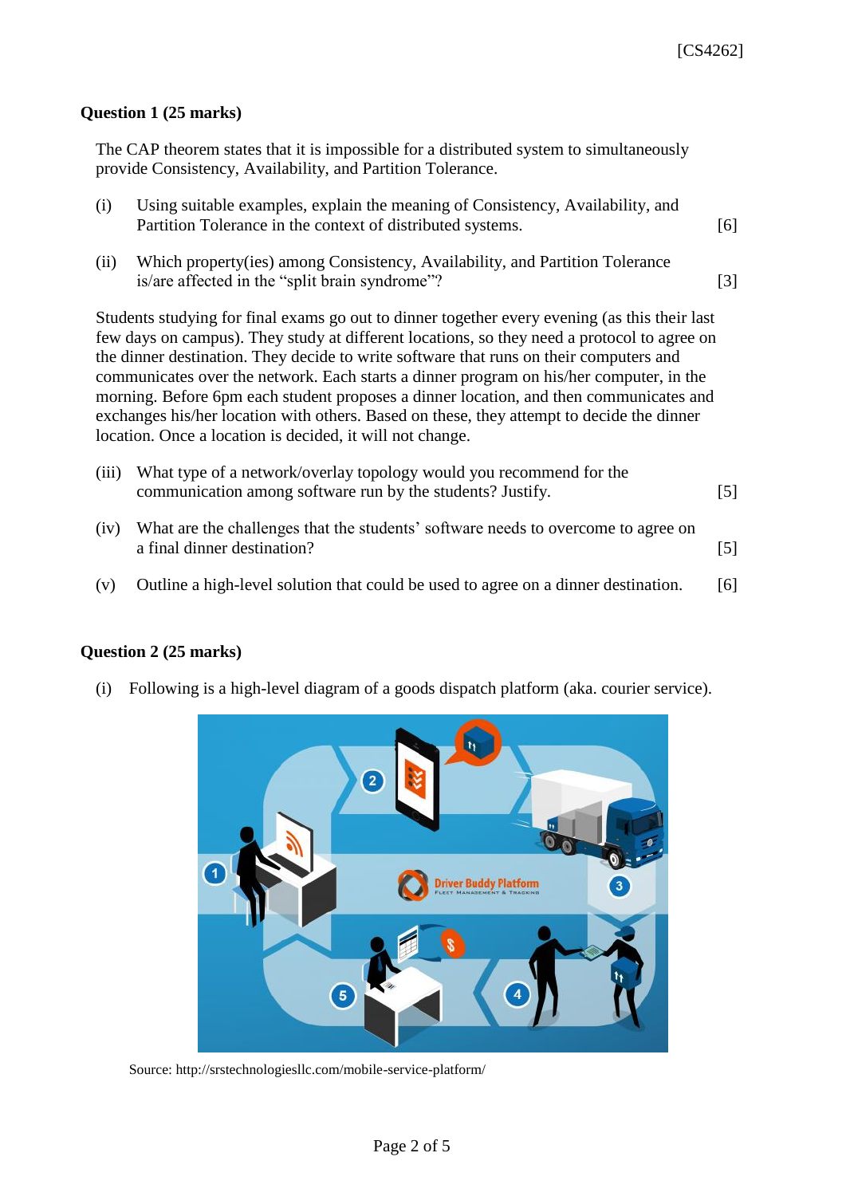## Question 1 (25 marks)

The CAP theorem states that it is impossible for a distributed system to simultaneously provide Consistency, Availability, and Partition Tolerance.

(i) Using suitable examples, explain the meaning of Consistency, Availability, and Partition Tolerance in the context of distributed systems. [6]

(ii) Which property(ies) among Consistency, Availability, and Partition Tolerance is/are affected in the "split brain syndrome"? [3]

Students studying for final exams go out to dinner together every evening (as this their last few days on campus). They study at different locations, so they need a protocol to agree on the dinner destination. They decide to write software that runs on their computers and communicates over the network. Each starts a dinner program on his/her computer, in the morning. Before 6pm each student proposes a dinner location, and then communicates and exchanges his/her location with others. Based on these, they attempt to decide the dinner location. Once a location is decided, it will not change.

(iii) What type of a network/overlay topology would you recommend for the communication among software run by the students? Justify. [5]

(iv) What are the challenges that the students' software needs to overcome to agree on a final dinner destination? [5]

(v) Outline a high-level solution that could be used to agree on a dinner destination. [6]

## Question 2 (25 marks)

(i) Following is a high-level diagram of a goods dispatch platform (aka. courier service).

Source: http://srstechnologiesllc.com/mobile-service-platform/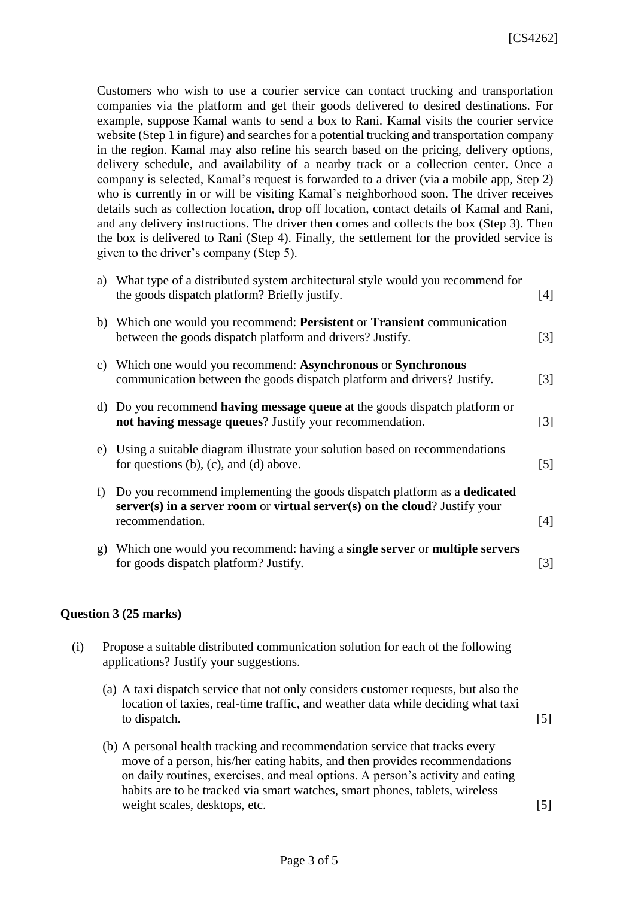Customers who wish to use a courier service can contact trucking and transportation companies via the platform and get their goods delivered to desired destinations. For example, suppose Kamal wants to send a box to Rani. Kamal visits the courier service website (Step 1 in figure) and searches for a potential trucking and transportation company in the region. Kamal may also refine his search based on the pricing, delivery options, delivery schedule, and availability of a nearby track or a collection center. Once a company is selected, Kamal's request is forwarded to a driver (via a mobile app, Step 2) who is currently in or will be visiting Kamal's neighborhood soon. The driver receives details such as collection location, drop off location, contact details of Kamal and Rani, and any delivery instructions. The driver then comes and collects the box (Step 3). Then the box is delivered to Rani (Step 4). Finally, the settlement for the provided service is given to the driver's company (Step 5).

a) What type of a distributed system architectural style would you recommend for the goods dispatch platform? Briefly justify. [4]

b) Which one would you recommend: **Persistent** or **Transient** communication between the goods dispatch platform and drivers? Justify. [3]

c) Which one would you recommend: **Asynchronous** or **Synchronous** communication between the goods dispatch platform and drivers? Justify. [3]

d) Do you recommend **having message queue** at the goods dispatch platform or **not having message queues**? Justify your recommendation. [3]

e) Using a suitable diagram illustrate your solution based on recommendations for questions (b), (c), and (d) above. [5]

f) Do you recommend implementing the goods dispatch platform as a **dedicated server(s) in a server room** or **virtual server(s) on the cloud**? Justify your recommendation. [4]

g) Which one would you recommend: having a **single server** or **multiple servers** for goods dispatch platform? Justify. [3]

### Question 3 (25 marks)

(i) Propose a suitable distributed communication solution for each of the following applications? Justify your suggestions.

(a) A taxi dispatch service that not only considers customer requests, but also the location of taxies, real-time traffic, and weather data while deciding what taxi to dispatch. [5]

(b) A personal health tracking and recommendation service that tracks every move of a person, his/her eating habits, and then provides recommendations on daily routines, exercises, and meal options. A person's activity and eating habits are to be tracked via smart watches, smart phones, tablets, wireless weight scales, desktops, etc. [5]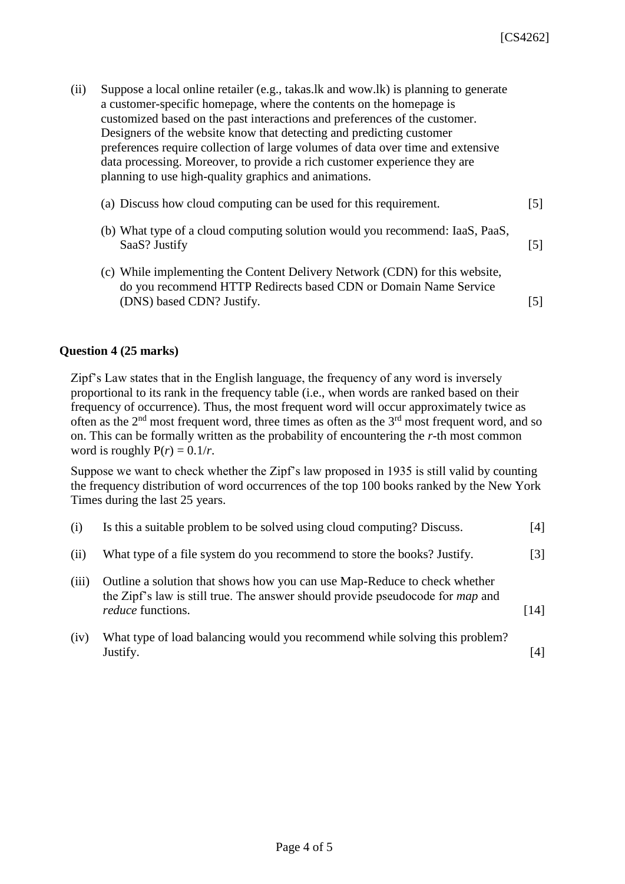(ii) Suppose a local online retailer (e.g., takas.lk and wow.lk) is planning to generate a customer-specific homepage, where the contents on the homepage is customized based on the past interactions and preferences of the customer. Designers of the website know that detecting and predicting customer preferences require collection of large volumes of data over time and extensive data processing. Moreover, to provide a rich customer experience they are planning to use high-quality graphics and animations.

(a) Discuss how cloud computing can be used for this requirement. [5]

(b) What type of a cloud computing solution would you recommend: IaaS, PaaS, SaaS? Justify [5]

(c) While implementing the Content Delivery Network (CDN) for this website, do you recommend HTTP Redirects based CDN or Domain Name Service (DNS) based CDN? Justify. [5]

**Question 4 (25 marks)**

Zipf's Law states that in the English language, the frequency of any word is inversely proportional to its rank in the frequency table (i.e., when words are ranked based on their frequency of occurrence). Thus, the most frequent word will occur approximately twice as often as the 2nd most frequent word, three times as often as the 3rd most frequent word, and so on. This can be formally written as the probability of encountering the $r$-th most common word is roughly $P(r) = 0.1/r$.

Suppose we want to check whether the Zipf's law proposed in 1935 is still valid by counting the frequency distribution of word occurrences of the top 100 books ranked by the New York Times during the last 25 years.

(i) Is this a suitable problem to be solved using cloud computing? Discuss. [4]

(ii) What type of a file system do you recommend to store the books? Justify. [3]

(iii) Outline a solution that shows how you can use Map-Reduce to check whether the Zipf's law is still true. The answer should provide pseudocode for *map* and *reduce* functions. [14]

(iv) What type of load balancing would you recommend while solving this problem? Justify. [4]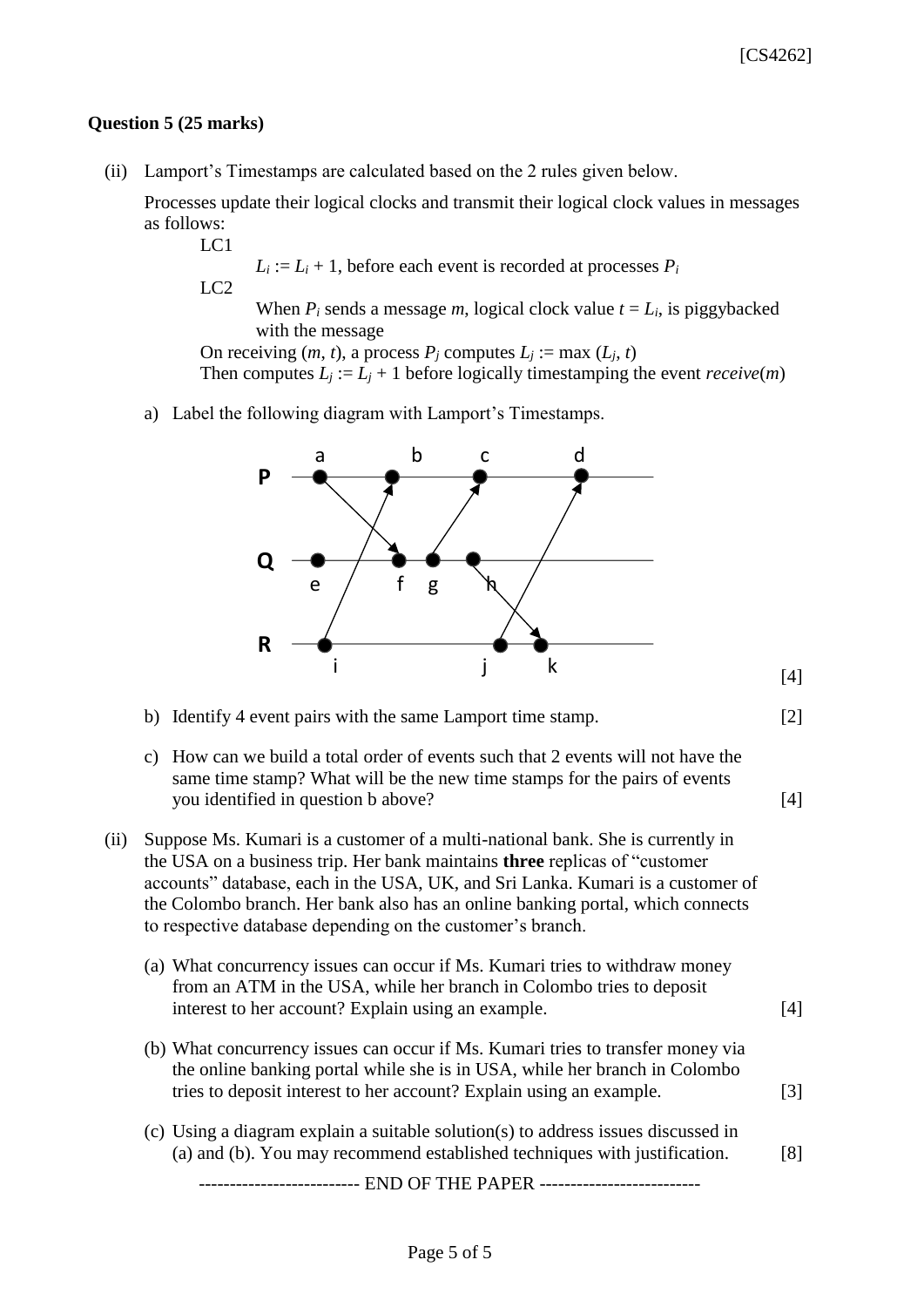**Question 5 (25 marks)**

(ii) Lamport's Timestamps are calculated based on the 2 rules given below.

Processes update their logical clocks and transmit their logical clock values in messages as follows:

LC1

$L_i := L_i + 1$, before each event is recorded at processes $P_i$

LC2

When $P_i$ sends a message $m$, logical clock value $t = L_i$, is piggybacked with the message

On receiving $(m, t)$, a process $P_j$ computes $L_j := \max(L_j, t)$

Then computes $L_j := L_j + 1$ before logically timestamping the event *receive*($m$)

a) Label the following diagram with Lamport's Timestamps.

P
a b c d
Q
e f g h
R
i j k

[4]

b) Identify 4 event pairs with the same Lamport time stamp. [2]

c) How can we build a total order of events such that 2 events will not have the same time stamp? What will be the new time stamps for the pairs of events you identified in question b above? [4]

(ii) Suppose Ms. Kumari is a customer of a multi-national bank. She is currently in the USA on a business trip. Her bank maintains **three** replicas of "customer accounts" database, each in the USA, UK, and Sri Lanka. Kumari is a customer of the Colombo branch. Her bank also has an online banking portal, which connects to respective database depending on the customer's branch.

(a) What concurrency issues can occur if Ms. Kumari tries to withdraw money from an ATM in the USA, while her branch in Colombo tries to deposit interest to her account? Explain using an example. [4]

(b) What concurrency issues can occur if Ms. Kumari tries to transfer money via the online banking portal while she is in USA, while her branch in Colombo tries to deposit interest to her account? Explain using an example. [3]

(c) Using a diagram explain a suitable solution(s) to address issues discussed in (a) and (b). You may recommend established techniques with justification. [8]

-------------------------- END OF THE PAPER --------------------------